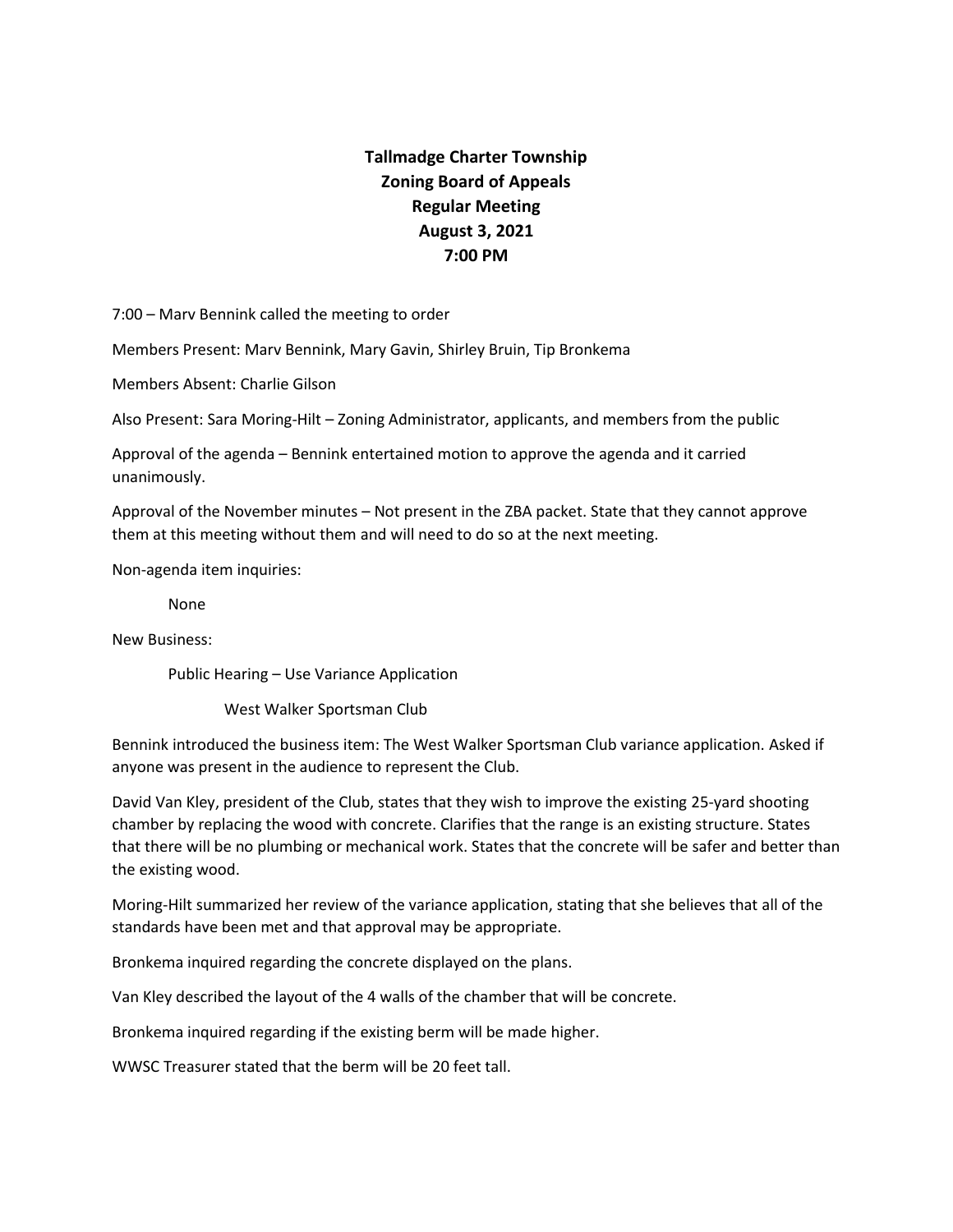**Tallmadge Charter Township**
**Zoning Board of Appeals**
**Regular Meeting**
**August 3, 2021**
**7:00 PM**

7:00 – Marv Bennink called the meeting to order

Members Present: Marv Bennink, Mary Gavin, Shirley Bruin, Tip Bronkema

Members Absent: Charlie Gilson

Also Present: Sara Moring-Hilt – Zoning Administrator, applicants, and members from the public

Approval of the agenda – Bennink entertained motion to approve the agenda and it carried unanimously.

Approval of the November minutes – Not present in the ZBA packet. State that they cannot approve them at this meeting without them and will need to do so at the next meeting.

Non-agenda item inquiries:

None

New Business:

Public Hearing – Use Variance Application

West Walker Sportsman Club

Bennink introduced the business item: The West Walker Sportsman Club variance application. Asked if anyone was present in the audience to represent the Club.

David Van Kley, president of the Club, states that they wish to improve the existing 25-yard shooting chamber by replacing the wood with concrete. Clarifies that the range is an existing structure. States that there will be no plumbing or mechanical work. States that the concrete will be safer and better than the existing wood.

Moring-Hilt summarized her review of the variance application, stating that she believes that all of the standards have been met and that approval may be appropriate.

Bronkema inquired regarding the concrete displayed on the plans.

Van Kley described the layout of the 4 walls of the chamber that will be concrete.

Bronkema inquired regarding if the existing berm will be made higher.

WWSC Treasurer stated that the berm will be 20 feet tall.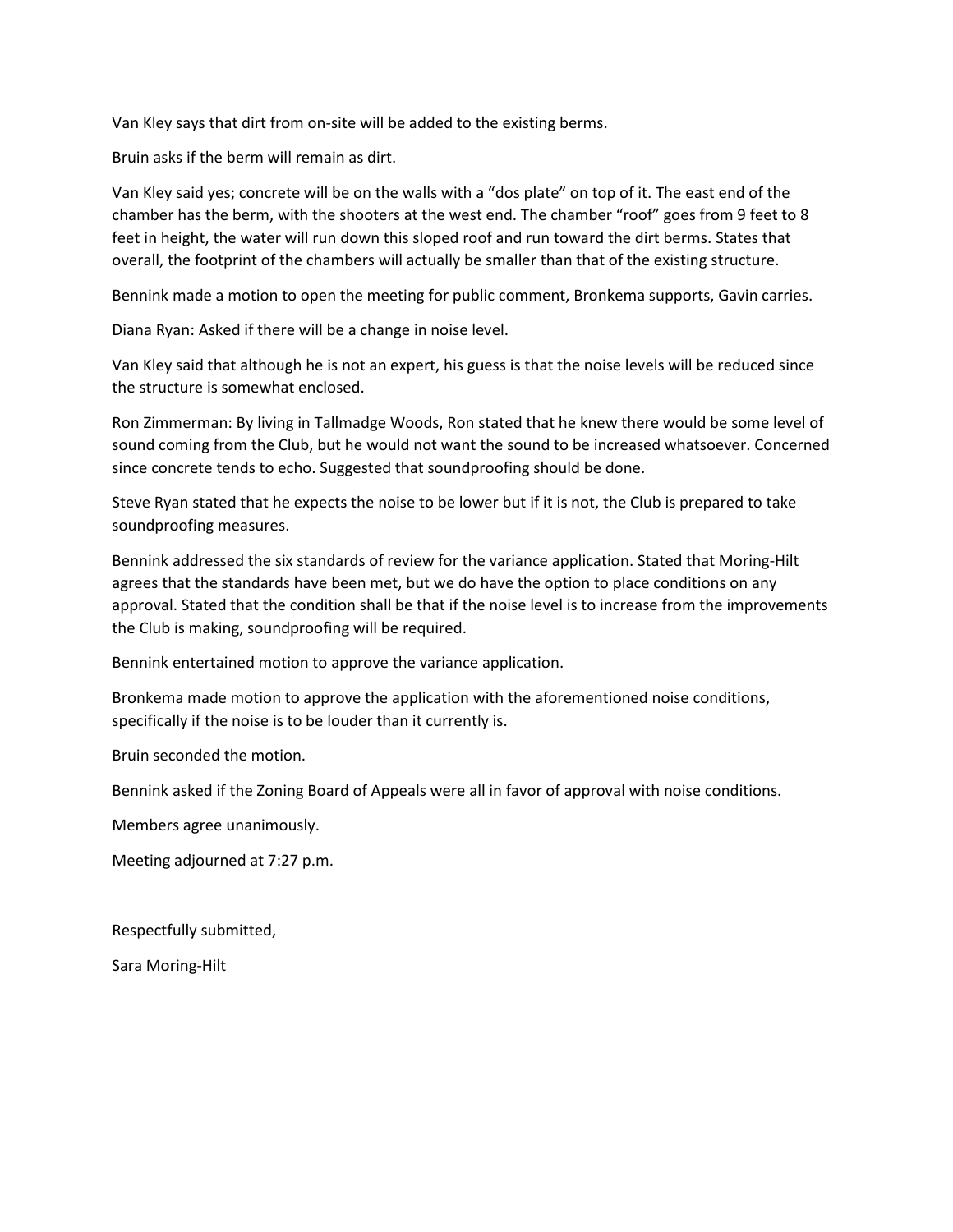Van Kley says that dirt from on-site will be added to the existing berms.

Bruin asks if the berm will remain as dirt.

Van Kley said yes; concrete will be on the walls with a "dos plate" on top of it. The east end of the chamber has the berm, with the shooters at the west end. The chamber "roof" goes from 9 feet to 8 feet in height, the water will run down this sloped roof and run toward the dirt berms. States that overall, the footprint of the chambers will actually be smaller than that of the existing structure.

Bennink made a motion to open the meeting for public comment, Bronkema supports, Gavin carries.

Diana Ryan: Asked if there will be a change in noise level.

Van Kley said that although he is not an expert, his guess is that the noise levels will be reduced since the structure is somewhat enclosed.

Ron Zimmerman: By living in Tallmadge Woods, Ron stated that he knew there would be some level of sound coming from the Club, but he would not want the sound to be increased whatsoever. Concerned since concrete tends to echo. Suggested that soundproofing should be done.

Steve Ryan stated that he expects the noise to be lower but if it is not, the Club is prepared to take soundproofing measures.

Bennink addressed the six standards of review for the variance application. Stated that Moring-Hilt agrees that the standards have been met, but we do have the option to place conditions on any approval. Stated that the condition shall be that if the noise level is to increase from the improvements the Club is making, soundproofing will be required.

Bennink entertained motion to approve the variance application.

Bronkema made motion to approve the application with the aforementioned noise conditions, specifically if the noise is to be louder than it currently is.

Bruin seconded the motion.

Bennink asked if the Zoning Board of Appeals were all in favor of approval with noise conditions.

Members agree unanimously.

Meeting adjourned at 7:27 p.m.

Respectfully submitted,

Sara Moring-Hilt